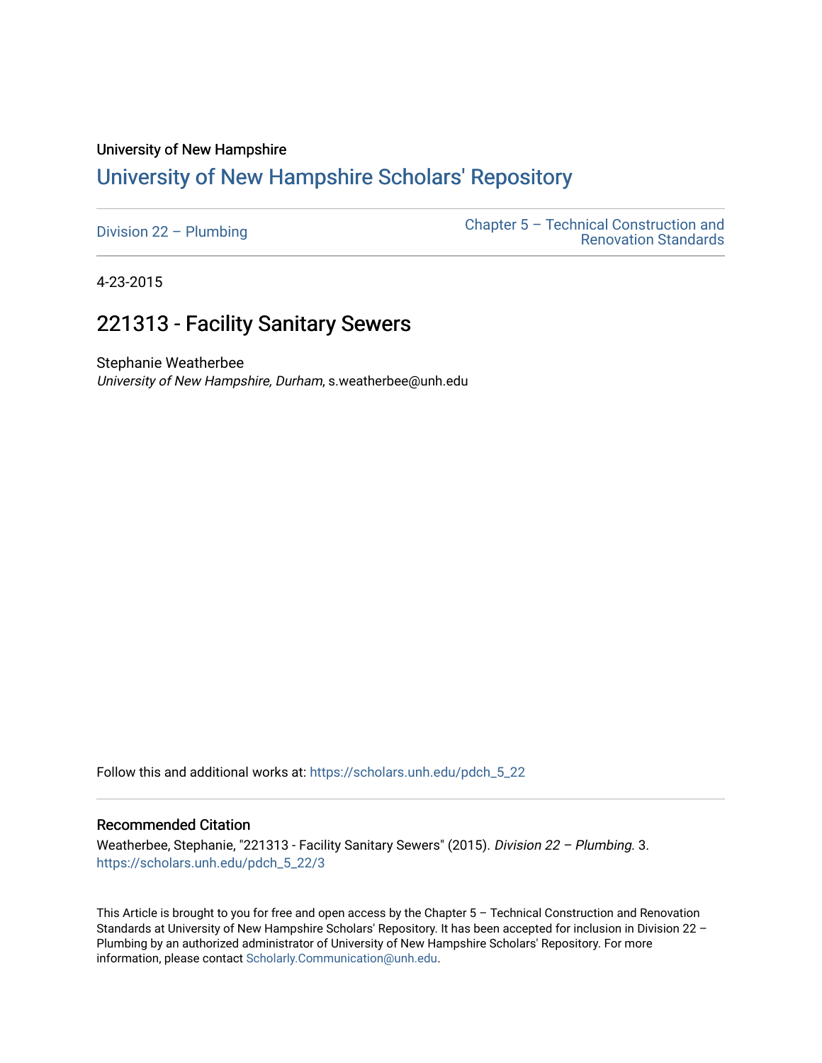University of New Hampshire

## University of New Hampshire Scholars' Repository

Division 22 – Plumbing

Chapter 5 – Technical Construction and Renovation Standards

4-23-2015

# 221313 - Facility Sanitary Sewers

Stephanie Weatherbee
*University of New Hampshire, Durham*, s.weatherbee@unh.edu

Follow this and additional works at: https://scholars.unh.edu/pdch_5_22

### Recommended Citation

Weatherbee, Stephanie, "221313 - Facility Sanitary Sewers" (2015). *Division 22 – Plumbing*. 3.
https://scholars.unh.edu/pdch_5_22/3

This Article is brought to you for free and open access by the Chapter 5 – Technical Construction and Renovation Standards at University of New Hampshire Scholars' Repository. It has been accepted for inclusion in Division 22 – Plumbing by an authorized administrator of University of New Hampshire Scholars' Repository. For more information, please contact Scholarly.Communication@unh.edu.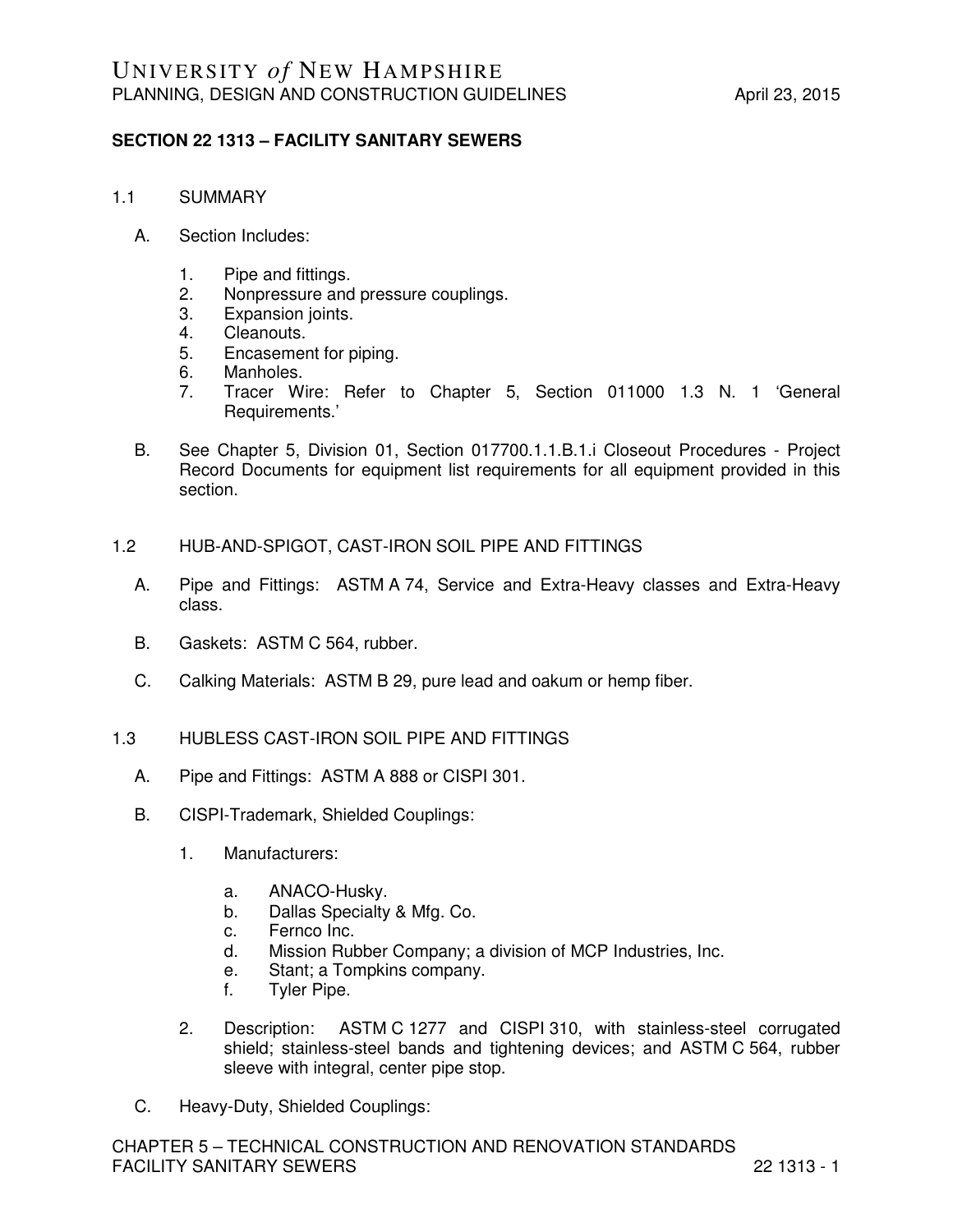## SECTION 22 1313 – FACILITY SANITARY SEWERS

1.1 SUMMARY

A. Section Includes:

1. Pipe and fittings.
2. Nonpressure and pressure couplings.
3. Expansion joints.
4. Cleanouts.
5. Encasement for piping.
6. Manholes.
7. Tracer Wire: Refer to Chapter 5, Section 011000 1.3 N. 1 'General Requirements.'

B. See Chapter 5, Division 01, Section 017700.1.1.B.1.i Closeout Procedures - Project Record Documents for equipment list requirements for all equipment provided in this section.

1.2 HUB-AND-SPIGOT, CAST-IRON SOIL PIPE AND FITTINGS

A. Pipe and Fittings: ASTM A 74, Service and Extra-Heavy classes and Extra-Heavy class.

B. Gaskets: ASTM C 564, rubber.

C. Calking Materials: ASTM B 29, pure lead and oakum or hemp fiber.

1.3 HUBLESS CAST-IRON SOIL PIPE AND FITTINGS

A. Pipe and Fittings: ASTM A 888 or CISPI 301.

B. CISPI-Trademark, Shielded Couplings:

1. Manufacturers:

   a. ANACO-Husky.
   b. Dallas Specialty & Mfg. Co.
   c. Fernco Inc.
   d. Mission Rubber Company; a division of MCP Industries, Inc.
   e. Stant; a Tompkins company.
   f. Tyler Pipe.

2. Description: ASTM C 1277 and CISPI 310, with stainless-steel corrugated shield; stainless-steel bands and tightening devices; and ASTM C 564, rubber sleeve with integral, center pipe stop.

C. Heavy-Duty, Shielded Couplings: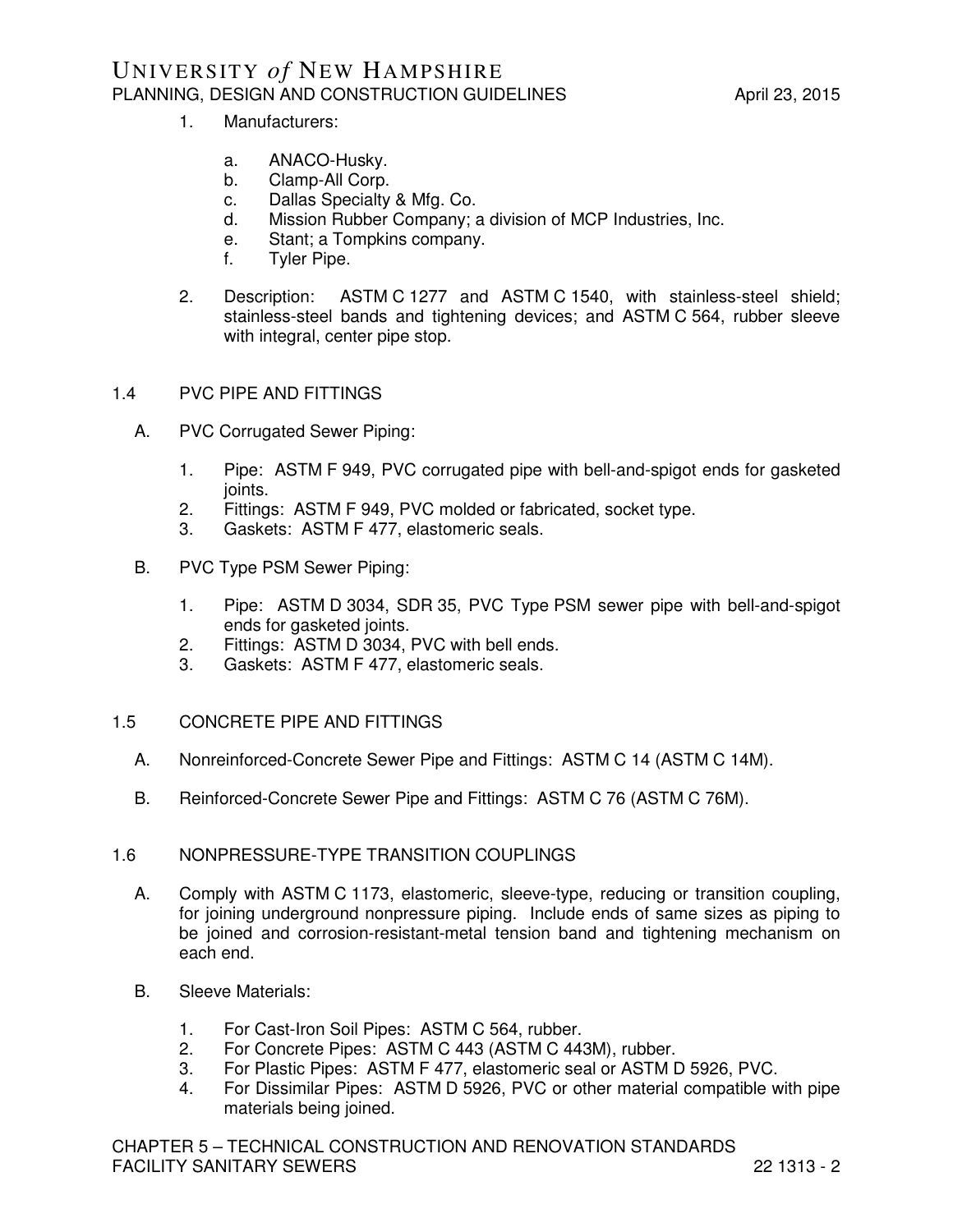1. Manufacturers:

   a. ANACO-Husky.
   b. Clamp-All Corp.
   c. Dallas Specialty & Mfg. Co.
   d. Mission Rubber Company; a division of MCP Industries, Inc.
   e. Stant; a Tompkins company.
   f. Tyler Pipe.

2. Description: ASTM C 1277 and ASTM C 1540, with stainless-steel shield; stainless-steel bands and tightening devices; and ASTM C 564, rubber sleeve with integral, center pipe stop.

## 1.4 PVC PIPE AND FITTINGS

A. PVC Corrugated Sewer Piping:

1. Pipe: ASTM F 949, PVC corrugated pipe with bell-and-spigot ends for gasketed joints.
2. Fittings: ASTM F 949, PVC molded or fabricated, socket type.
3. Gaskets: ASTM F 477, elastomeric seals.

B. PVC Type PSM Sewer Piping:

1. Pipe: ASTM D 3034, SDR 35, PVC Type PSM sewer pipe with bell-and-spigot ends for gasketed joints.
2. Fittings: ASTM D 3034, PVC with bell ends.
3. Gaskets: ASTM F 477, elastomeric seals.

## 1.5 CONCRETE PIPE AND FITTINGS

A. Nonreinforced-Concrete Sewer Pipe and Fittings: ASTM C 14 (ASTM C 14M).

B. Reinforced-Concrete Sewer Pipe and Fittings: ASTM C 76 (ASTM C 76M).

## 1.6 NONPRESSURE-TYPE TRANSITION COUPLINGS

A. Comply with ASTM C 1173, elastomeric, sleeve-type, reducing or transition coupling, for joining underground nonpressure piping. Include ends of same sizes as piping to be joined and corrosion-resistant-metal tension band and tightening mechanism on each end.

B. Sleeve Materials:

1. For Cast-Iron Soil Pipes: ASTM C 564, rubber.
2. For Concrete Pipes: ASTM C 443 (ASTM C 443M), rubber.
3. For Plastic Pipes: ASTM F 477, elastomeric seal or ASTM D 5926, PVC.
4. For Dissimilar Pipes: ASTM D 5926, PVC or other material compatible with pipe materials being joined.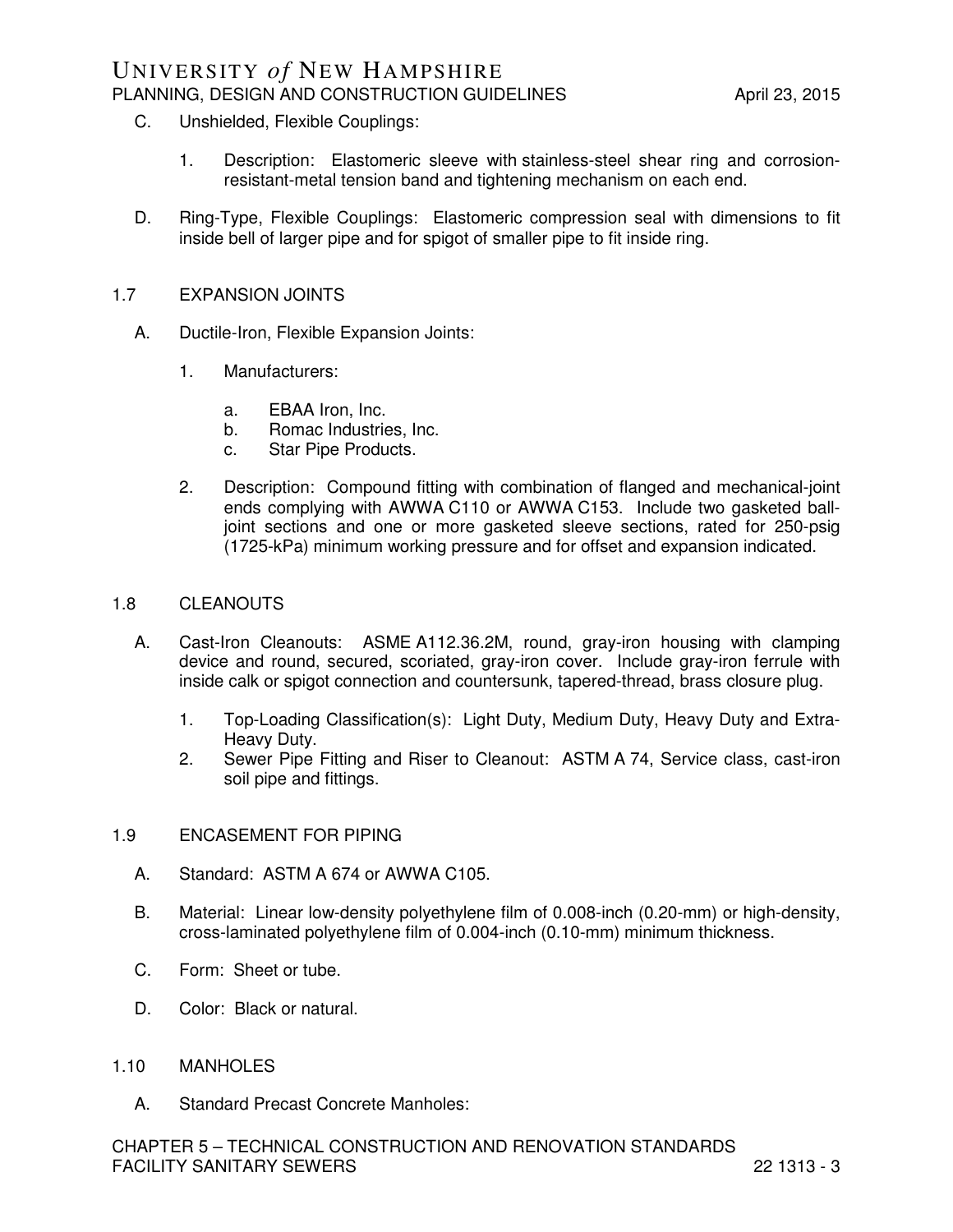C. Unshielded, Flexible Couplings:

   1. Description: Elastomeric sleeve with stainless-steel shear ring and corrosion-resistant-metal tension band and tightening mechanism on each end.

D. Ring-Type, Flexible Couplings: Elastomeric compression seal with dimensions to fit inside bell of larger pipe and for spigot of smaller pipe to fit inside ring.

## 1.7 EXPANSION JOINTS

A. Ductile-Iron, Flexible Expansion Joints:

   1. Manufacturers:

      a. EBAA Iron, Inc.
      b. Romac Industries, Inc.
      c. Star Pipe Products.

   2. Description: Compound fitting with combination of flanged and mechanical-joint ends complying with AWWA C110 or AWWA C153. Include two gasketed ball-joint sections and one or more gasketed sleeve sections, rated for 250-psig (1725-kPa) minimum working pressure and for offset and expansion indicated.

## 1.8 CLEANOUTS

A. Cast-Iron Cleanouts: ASME A112.36.2M, round, gray-iron housing with clamping device and round, secured, scoriated, gray-iron cover. Include gray-iron ferrule with inside calk or spigot connection and countersunk, tapered-thread, brass closure plug.

   1. Top-Loading Classification(s): Light Duty, Medium Duty, Heavy Duty and Extra-Heavy Duty.
   2. Sewer Pipe Fitting and Riser to Cleanout: ASTM A 74, Service class, cast-iron soil pipe and fittings.

## 1.9 ENCASEMENT FOR PIPING

A. Standard: ASTM A 674 or AWWA C105.

B. Material: Linear low-density polyethylene film of 0.008-inch (0.20-mm) or high-density, cross-laminated polyethylene film of 0.004-inch (0.10-mm) minimum thickness.

C. Form: Sheet or tube.

D. Color: Black or natural.

## 1.10 MANHOLES

A. Standard Precast Concrete Manholes: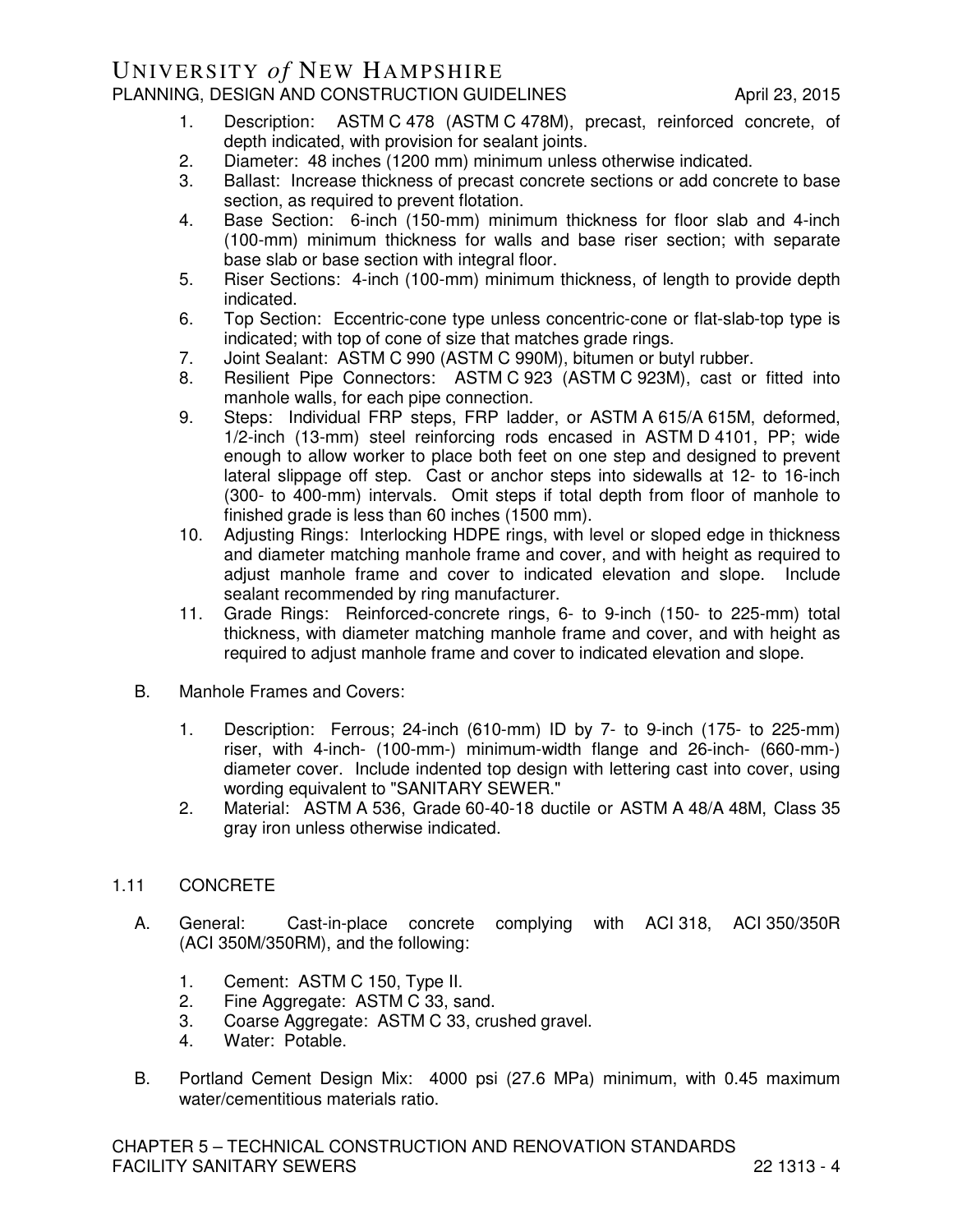1. Description: ASTM C 478 (ASTM C 478M), precast, reinforced concrete, of depth indicated, with provision for sealant joints.
2. Diameter: 48 inches (1200 mm) minimum unless otherwise indicated.
3. Ballast: Increase thickness of precast concrete sections or add concrete to base section, as required to prevent flotation.
4. Base Section: 6-inch (150-mm) minimum thickness for floor slab and 4-inch (100-mm) minimum thickness for walls and base riser section; with separate base slab or base section with integral floor.
5. Riser Sections: 4-inch (100-mm) minimum thickness, of length to provide depth indicated.
6. Top Section: Eccentric-cone type unless concentric-cone or flat-slab-top type is indicated; with top of cone of size that matches grade rings.
7. Joint Sealant: ASTM C 990 (ASTM C 990M), bitumen or butyl rubber.
8. Resilient Pipe Connectors: ASTM C 923 (ASTM C 923M), cast or fitted into manhole walls, for each pipe connection.
9. Steps: Individual FRP steps, FRP ladder, or ASTM A 615/A 615M, deformed, 1/2-inch (13-mm) steel reinforcing rods encased in ASTM D 4101, PP; wide enough to allow worker to place both feet on one step and designed to prevent lateral slippage off step. Cast or anchor steps into sidewalls at 12- to 16-inch (300- to 400-mm) intervals. Omit steps if total depth from floor of manhole to finished grade is less than 60 inches (1500 mm).
10. Adjusting Rings: Interlocking HDPE rings, with level or sloped edge in thickness and diameter matching manhole frame and cover, and with height as required to adjust manhole frame and cover to indicated elevation and slope. Include sealant recommended by ring manufacturer.
11. Grade Rings: Reinforced-concrete rings, 6- to 9-inch (150- to 225-mm) total thickness, with diameter matching manhole frame and cover, and with height as required to adjust manhole frame and cover to indicated elevation and slope.

B. Manhole Frames and Covers:

1. Description: Ferrous; 24-inch (610-mm) ID by 7- to 9-inch (175- to 225-mm) riser, with 4-inch- (100-mm-) minimum-width flange and 26-inch- (660-mm-) diameter cover. Include indented top design with lettering cast into cover, using wording equivalent to "SANITARY SEWER."
2. Material: ASTM A 536, Grade 60-40-18 ductile or ASTM A 48/A 48M, Class 35 gray iron unless otherwise indicated.

## 1.11 CONCRETE

A. General: Cast-in-place concrete complying with ACI 318, ACI 350/350R (ACI 350M/350RM), and the following:

1. Cement: ASTM C 150, Type II.
2. Fine Aggregate: ASTM C 33, sand.
3. Coarse Aggregate: ASTM C 33, crushed gravel.
4. Water: Potable.

B. Portland Cement Design Mix: 4000 psi (27.6 MPa) minimum, with 0.45 maximum water/cementitious materials ratio.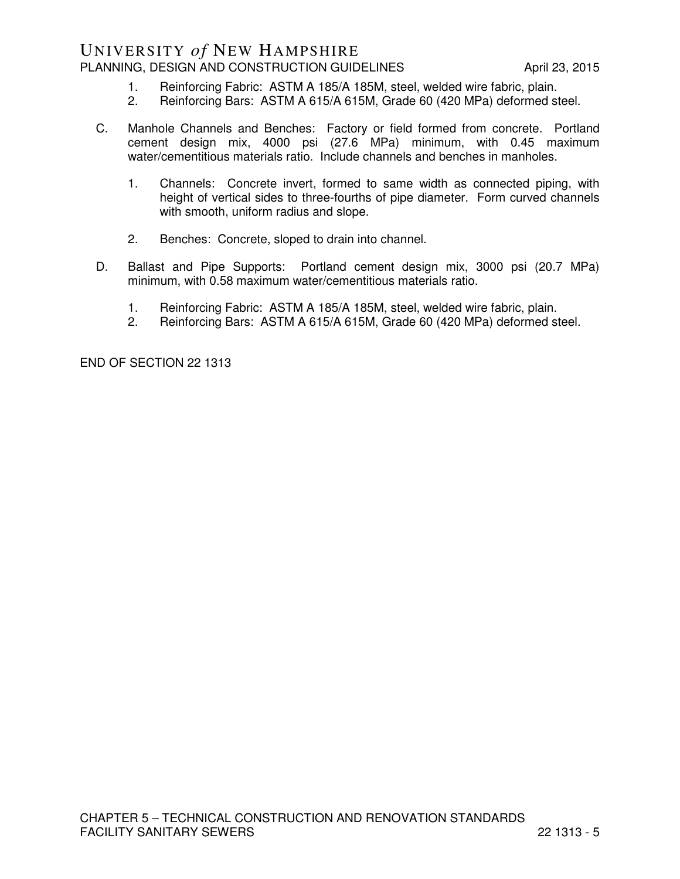1. Reinforcing Fabric: ASTM A 185/A 185M, steel, welded wire fabric, plain.
2. Reinforcing Bars: ASTM A 615/A 615M, Grade 60 (420 MPa) deformed steel.

C. Manhole Channels and Benches: Factory or field formed from concrete. Portland cement design mix, 4000 psi (27.6 MPa) minimum, with 0.45 maximum water/cementitious materials ratio. Include channels and benches in manholes.

   1. Channels: Concrete invert, formed to same width as connected piping, with height of vertical sides to three-fourths of pipe diameter. Form curved channels with smooth, uniform radius and slope.

   2. Benches: Concrete, sloped to drain into channel.

D. Ballast and Pipe Supports: Portland cement design mix, 3000 psi (20.7 MPa) minimum, with 0.58 maximum water/cementitious materials ratio.

   1. Reinforcing Fabric: ASTM A 185/A 185M, steel, welded wire fabric, plain.
   2. Reinforcing Bars: ASTM A 615/A 615M, Grade 60 (420 MPa) deformed steel.

END OF SECTION 22 1313